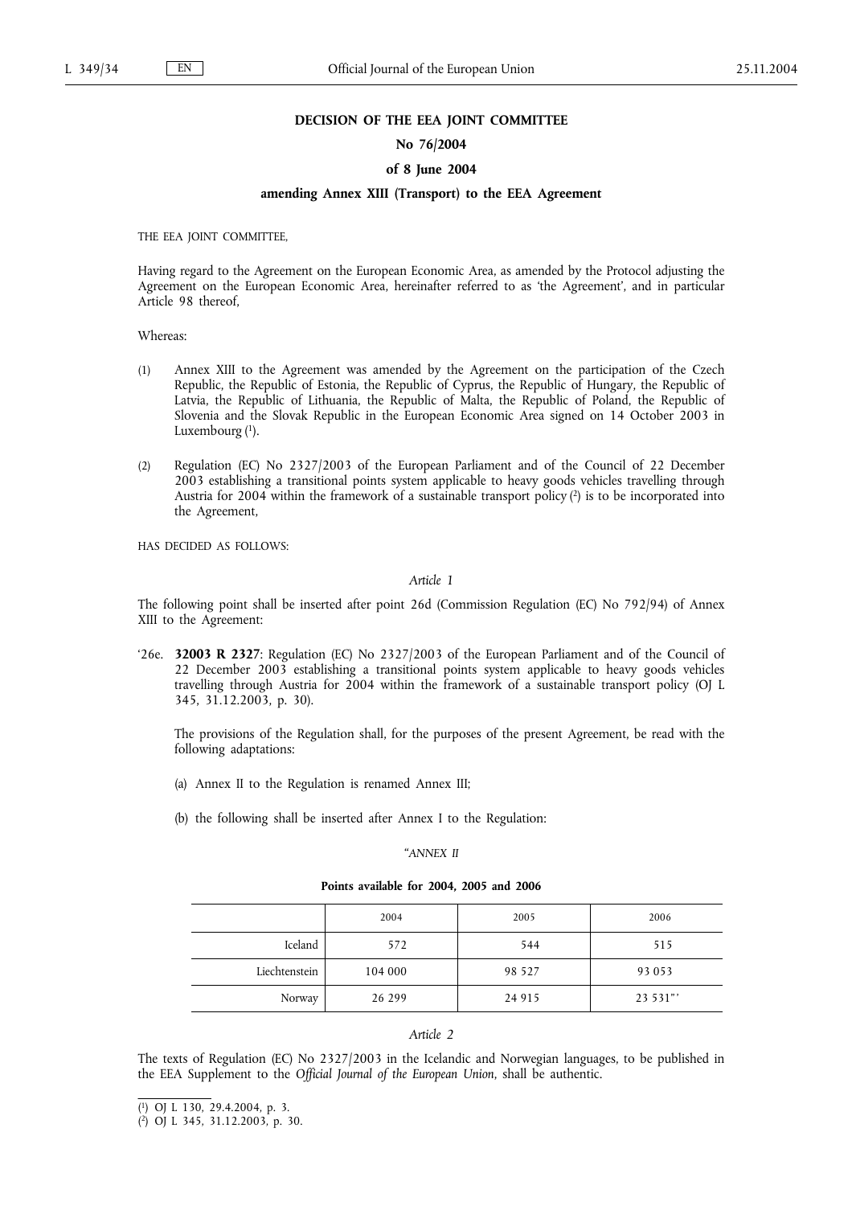**DECISION OF THE EEA JOINT COMMITTEE**

**No 76/2004**

**of 8 June 2004**

**amending Annex XIII (Transport) to the EEA Agreement**

THE EEA JOINT COMMITTEE,

Having regard to the Agreement on the European Economic Area, as amended by the Protocol adjusting the Agreement on the European Economic Area, hereinafter referred to as 'the Agreement', and in particular Article 98 thereof,

Whereas:

(1) Annex XIII to the Agreement was amended by the Agreement on the participation of the Czech Republic, the Republic of Estonia, the Republic of Cyprus, the Republic of Hungary, the Republic of Latvia, the Republic of Lithuania, the Republic of Malta, the Republic of Poland, the Republic of Slovenia and the Slovak Republic in the European Economic Area signed on 14 October 2003 in Luxembourg ([1]).

(2) Regulation (EC) No 2327/2003 of the European Parliament and of the Council of 22 December 2003 establishing a transitional points system applicable to heavy goods vehicles travelling through Austria for 2004 within the framework of a sustainable transport policy ([2]) is to be incorporated into the Agreement,

HAS DECIDED AS FOLLOWS:

*Article 1*

The following point shall be inserted after point 26d (Commission Regulation (EC) No 792/94) of Annex XIII to the Agreement:

'26e. **32003 R 2327**: Regulation (EC) No 2327/2003 of the European Parliament and of the Council of 22 December 2003 establishing a transitional points system applicable to heavy goods vehicles travelling through Austria for 2004 within the framework of a sustainable transport policy (OJ L 345, 31.12.2003, p. 30).

The provisions of the Regulation shall, for the purposes of the present Agreement, be read with the following adaptations:

(a) Annex II to the Regulation is renamed Annex III;

(b) the following shall be inserted after Annex I to the Regulation:

"*ANNEX II*

**Points available for 2004, 2005 and 2006**

| | 2004 | 2005 | 2006 |
|---|---|---|---|
| Iceland | 572 | 544 | 515 |
| Liechtenstein | 104 000 | 98 527 | 93 053 |
| Norway | 26 299 | 24 915 | 23 531"' |

*Article 2*

The texts of Regulation (EC) No 2327/2003 in the Icelandic and Norwegian languages, to be published in the EEA Supplement to the *Official Journal of the European Union*, shall be authentic.

([1]) OJ L 130, 29.4.2004, p. 3.

([2]) OJ L 345, 31.12.2003, p. 30.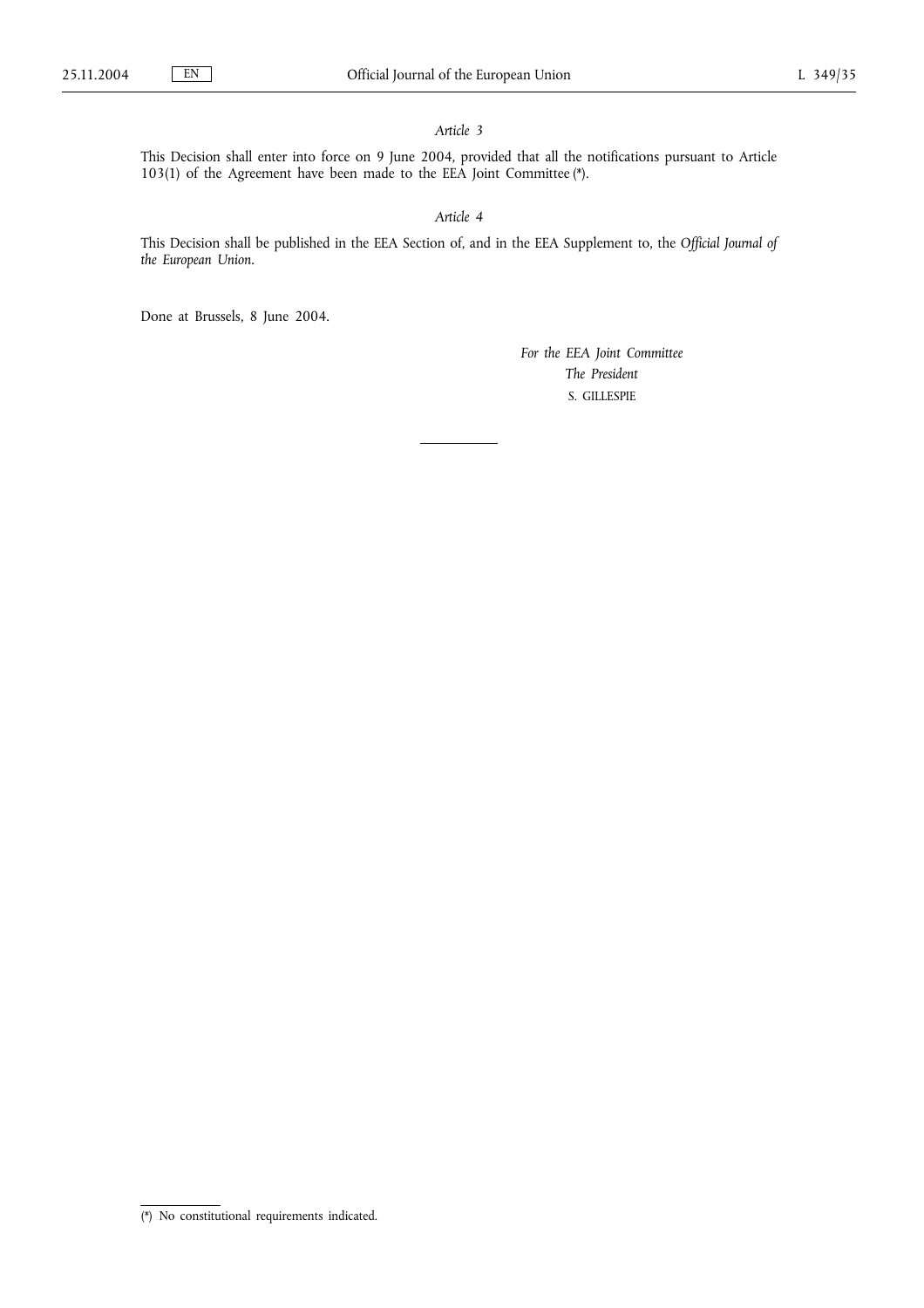*Article 3*

This Decision shall enter into force on 9 June 2004, provided that all the notifications pursuant to Article 103(1) of the Agreement have been made to the EEA Joint Committee (*).

*Article 4*

This Decision shall be published in the EEA Section of, and in the EEA Supplement to, the *Official Journal of the European Union*.

Done at Brussels, 8 June 2004.

*For the EEA Joint Committee*

*The President*

S. GILLESPIE

---

(*) No constitutional requirements indicated.